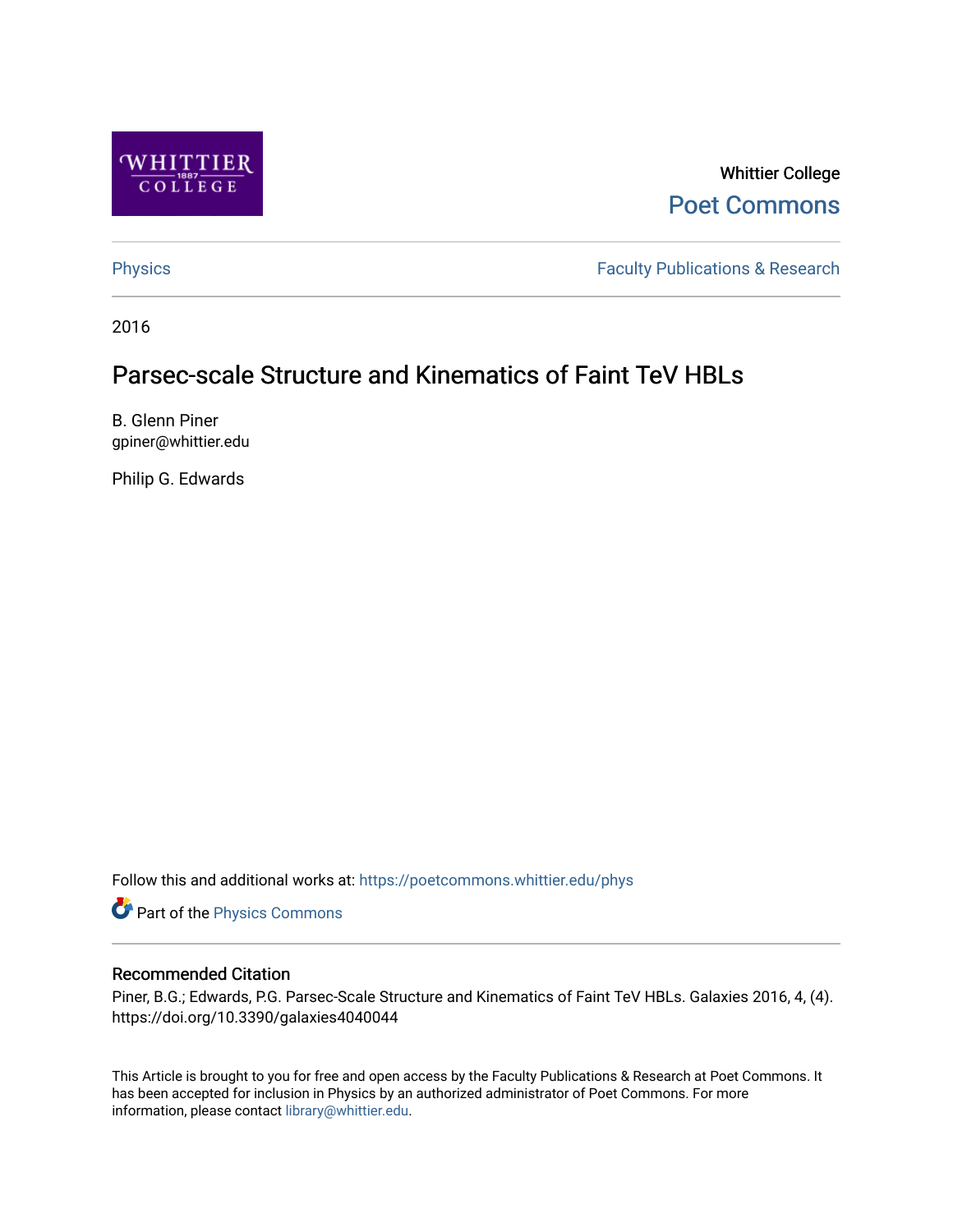Whittier College

Poet Commons

Physics

Faculty Publications & Research

2016

# Parsec-scale Structure and Kinematics of Faint TeV HBLs

B. Glenn Piner
gpiner@whittier.edu

Philip G. Edwards

Follow this and additional works at: https://poetcommons.whittier.edu/phys

Part of the Physics Commons

## Recommended Citation

Piner, B.G.; Edwards, P.G. Parsec-Scale Structure and Kinematics of Faint TeV HBLs. Galaxies 2016, 4, (4). https://doi.org/10.3390/galaxies4040044

This Article is brought to you for free and open access by the Faculty Publications & Research at Poet Commons. It has been accepted for inclusion in Physics by an authorized administrator of Poet Commons. For more information, please contact library@whittier.edu.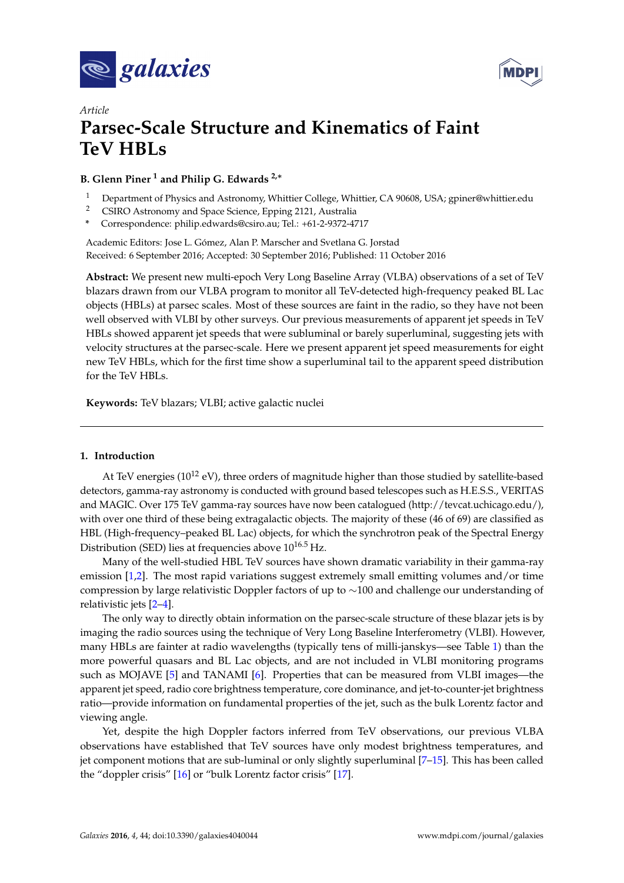Article

# Parsec-Scale Structure and Kinematics of Faint TeV HBLs

**B. Glenn Piner [1] and Philip G. Edwards [2,*]**

[1] Department of Physics and Astronomy, Whittier College, Whittier, CA 90608, USA; gpiner@whittier.edu

[2] CSIRO Astronomy and Space Science, Epping 2121, Australia

[*] Correspondence: philip.edwards@csiro.au; Tel.: +61-2-9372-4717

Academic Editors: Jose L. Gómez, Alan P. Marscher and Svetlana G. Jorstad

Received: 6 September 2016; Accepted: 30 September 2016; Published: 11 October 2016

**Abstract:** We present new multi-epoch Very Long Baseline Array (VLBA) observations of a set of TeV blazars drawn from our VLBA program to monitor all TeV-detected high-frequency peaked BL Lac objects (HBLs) at parsec scales. Most of these sources are faint in the radio, so they have not been well observed with VLBI by other surveys. Our previous measurements of apparent jet speeds in TeV HBLs showed apparent jet speeds that were subluminal or barely superluminal, suggesting jets with velocity structures at the parsec-scale. Here we present apparent jet speed measurements for eight new TeV HBLs, which for the first time show a superluminal tail to the apparent speed distribution for the TeV HBLs.

**Keywords:** TeV blazars; VLBI; active galactic nuclei

## 1. Introduction

At TeV energies ($10^{12}$ eV), three orders of magnitude higher than those studied by satellite-based detectors, gamma-ray astronomy is conducted with ground based telescopes such as H.E.S.S., VERITAS and MAGIC. Over 175 TeV gamma-ray sources have now been catalogued (http://tevcat.uchicago.edu/), with over one third of these being extragalactic objects. The majority of these (46 of 69) are classified as HBL (High-frequency–peaked BL Lac) objects, for which the synchrotron peak of the Spectral Energy Distribution (SED) lies at frequencies above $10^{16.5}$ Hz.

Many of the well-studied HBL TeV sources have shown dramatic variability in their gamma-ray emission [1,2]. The most rapid variations suggest extremely small emitting volumes and/or time compression by large relativistic Doppler factors of up to $\sim$100 and challenge our understanding of relativistic jets [2–4].

The only way to directly obtain information on the parsec-scale structure of these blazar jets is by imaging the radio sources using the technique of Very Long Baseline Interferometry (VLBI). However, many HBLs are fainter at radio wavelengths (typically tens of milli-janskys—see Table 1) than the more powerful quasars and BL Lac objects, and are not included in VLBI monitoring programs such as MOJAVE [5] and TANAMI [6]. Properties that can be measured from VLBI images—the apparent jet speed, radio core brightness temperature, core dominance, and jet-to-counter-jet brightness ratio—provide information on fundamental properties of the jet, such as the bulk Lorentz factor and viewing angle.

Yet, despite the high Doppler factors inferred from TeV observations, our previous VLBA observations have established that TeV sources have only modest brightness temperatures, and jet component motions that are sub-luminal or only slightly superluminal [7–15]. This has been called the "doppler crisis" [16] or "bulk Lorentz factor crisis" [17].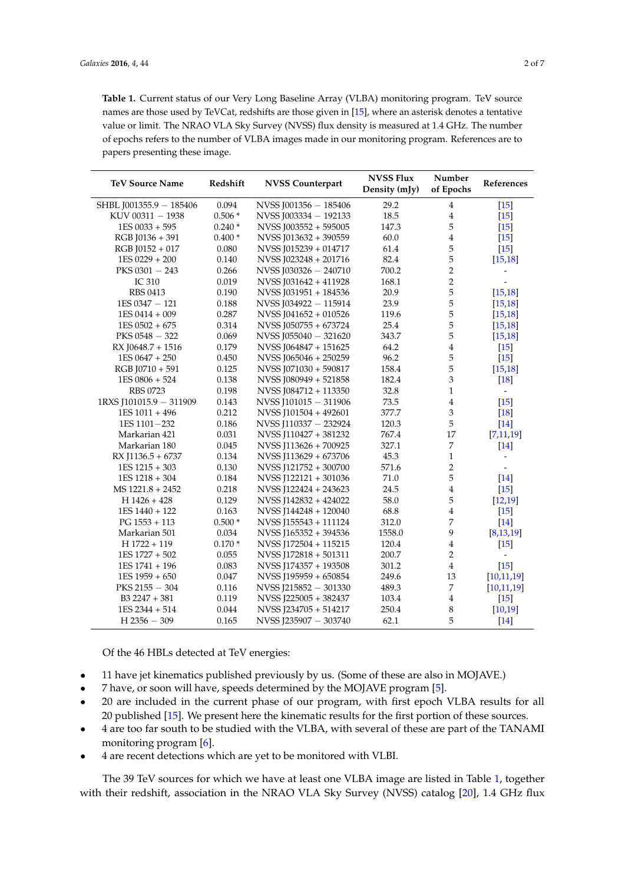**Table 1.** Current status of our Very Long Baseline Array (VLBA) monitoring program. TeV source names are those used by TeVCat, redshifts are those given in [15], where an asterisk denotes a tentative value or limit. The NRAO VLA Sky Survey (NVSS) flux density is measured at 1.4 GHz. The number of epochs refers to the number of VLBA images made in our monitoring program. References are to papers presenting these image.

| TeV Source Name | Redshift | NVSS Counterpart | NVSS Flux Density (mJy) | Number of Epochs | References |
|---|---|---|---|---|---|
| SHBL J001355.9 − 185406 | 0.094 | NVSS J001356 − 185406 | 29.2 | 4 | [15] |
| KUV 00311 − 1938 | 0.506 * | NVSS J003334 − 192133 | 18.5 | 4 | [15] |
| 1ES 0033 + 595 | 0.240 * | NVSS J003552 + 595005 | 147.3 | 5 | [15] |
| RGB J0136 + 391 | 0.400 * | NVSS J013632 + 390559 | 60.0 | 4 | [15] |
| RGB J0152 + 017 | 0.080 | NVSS J015239 + 014717 | 61.4 | 5 | [15] |
| 1ES 0229 + 200 | 0.140 | NVSS J023248 + 201716 | 82.4 | 5 | [15,18] |
| PKS 0301 − 243 | 0.266 | NVSS J030326 − 240710 | 700.2 | 2 | - |
| IC 310 | 0.019 | NVSS J031642 + 411928 | 168.1 | 2 | - |
| RBS 0413 | 0.190 | NVSS J031951 + 184536 | 20.9 | 5 | [15,18] |
| 1ES 0347 − 121 | 0.188 | NVSS J034922 − 115914 | 23.9 | 5 | [15,18] |
| 1ES 0414 + 009 | 0.287 | NVSS J041652 + 010526 | 119.6 | 5 | [15,18] |
| 1ES 0502 + 675 | 0.314 | NVSS J050755 + 673724 | 25.4 | 5 | [15,18] |
| PKS 0548 − 322 | 0.069 | NVSS J055040 − 321620 | 343.7 | 5 | [15,18] |
| RX J0648.7 + 1516 | 0.179 | NVSS J064847 + 151625 | 64.2 | 4 | [15] |
| 1ES 0647 + 250 | 0.450 | NVSS J065046 + 250259 | 96.2 | 5 | [15] |
| RGB J0710 + 591 | 0.125 | NVSS J071030 + 590817 | 158.4 | 5 | [15,18] |
| 1ES 0806 + 524 | 0.138 | NVSS J080949 + 521858 | 182.4 | 3 | [18] |
| RBS 0723 | 0.198 | NVSS J084712 + 113350 | 32.8 | 1 | - |
| 1RXS J101015.9 − 311909 | 0.143 | NVSS J101015 − 311906 | 73.5 | 4 | [15] |
| 1ES 1011 + 496 | 0.212 | NVSS J101504 + 492601 | 377.7 | 3 | [18] |
| 1ES 1101−232 | 0.186 | NVSS J110337 − 232924 | 120.3 | 5 | [14] |
| Markarian 421 | 0.031 | NVSS J110427 + 381232 | 767.4 | 17 | [7,11,19] |
| Markarian 180 | 0.045 | NVSS J113626 + 700925 | 327.1 | 7 | [14] |
| RX J1136.5 + 6737 | 0.134 | NVSS J113629 + 673706 | 45.3 | 1 | - |
| 1ES 1215 + 303 | 0.130 | NVSS J121752 + 300700 | 571.6 | 2 | - |
| 1ES 1218 + 304 | 0.184 | NVSS J122121 + 301036 | 71.0 | 5 | [14] |
| MS 1221.8 + 2452 | 0.218 | NVSS J122424 + 243623 | 24.5 | 4 | [15] |
| H 1426 + 428 | 0.129 | NVSS J142832 + 424022 | 58.0 | 5 | [12,19] |
| 1ES 1440 + 122 | 0.163 | NVSS J144248 + 120040 | 68.8 | 4 | [15] |
| PG 1553 + 113 | 0.500 * | NVSS J155543 + 111124 | 312.0 | 7 | [14] |
| Markarian 501 | 0.034 | NVSS J165352 + 394536 | 1558.0 | 9 | [8,13,19] |
| H 1722 + 119 | 0.170 * | NVSS J172504 + 115215 | 120.4 | 4 | [15] |
| 1ES 1727 + 502 | 0.055 | NVSS J172818 + 501311 | 200.7 | 2 | - |
| 1ES 1741 + 196 | 0.083 | NVSS J174357 + 193508 | 301.2 | 4 | [15] |
| 1ES 1959 + 650 | 0.047 | NVSS J195959 + 650854 | 249.6 | 13 | [10,11,19] |
| PKS 2155 − 304 | 0.116 | NVSS J215852 − 301330 | 489.3 | 7 | [10,11,19] |
| B3 2247 + 381 | 0.119 | NVSS J225005 + 382437 | 103.4 | 4 | [15] |
| 1ES 2344 + 514 | 0.044 | NVSS J234705 + 514217 | 250.4 | 8 | [10,19] |
| H 2356 − 309 | 0.165 | NVSS J235907 − 303740 | 62.1 | 5 | [14] |

Of the 46 HBLs detected at TeV energies:

- 11 have jet kinematics published previously by us. (Some of these are also in MOJAVE.)
- 7 have, or soon will have, speeds determined by the MOJAVE program [5].
- 20 are included in the current phase of our program, with first epoch VLBA results for all 20 published [15]. We present here the kinematic results for the first portion of these sources.
- 4 are too far south to be studied with the VLBA, with several of these are part of the TANAMI monitoring program [6].
- 4 are recent detections which are yet to be monitored with VLBI.

The 39 TeV sources for which we have at least one VLBA image are listed in Table 1, together with their redshift, association in the NRAO VLA Sky Survey (NVSS) catalog [20], 1.4 GHz flux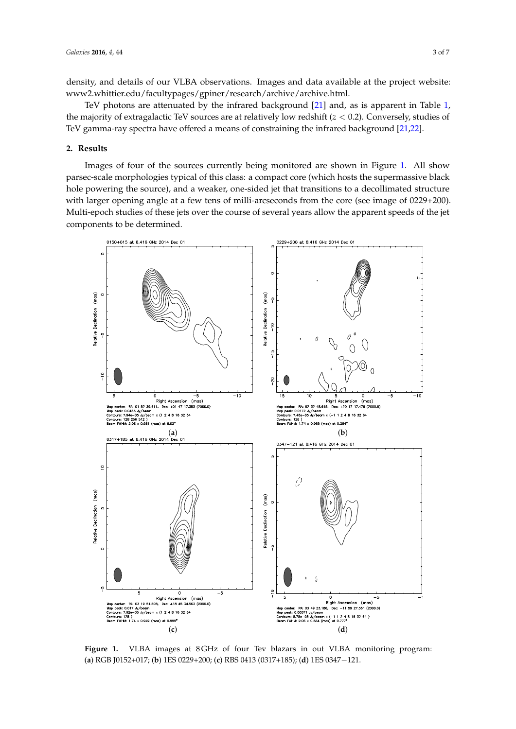density, and details of our VLBA observations. Images and data available at the project website: www2.whittier.edu/facultypages/gpiner/research/archive/archive.html.

TeV photons are attenuated by the infrared background [21] and, as is apparent in Table 1, the majority of extragalactic TeV sources are at relatively low redshift ($z < 0.2$). Conversely, studies of TeV gamma-ray spectra have offered a means of constraining the infrared background [21,22].

## 2. Results

Images of four of the sources currently being monitored are shown in Figure 1. All show parsec-scale morphologies typical of this class: a compact core (which hosts the supermassive black hole powering the source), and a weaker, one-sided jet that transitions to a decollimated structure with larger opening angle at a few tens of milli-arcseconds from the core (see image of 0229+200). Multi-epoch studies of these jets over the course of several years allow the apparent speeds of the jet components to be determined.

**Figure 1.** VLBA images at 8 GHz of four Tev blazars in out VLBA monitoring program: (**a**) RGB J0152+017; (**b**) 1ES 0229+200; (**c**) RBS 0413 (0317+185); (**d**) 1ES 0347−121.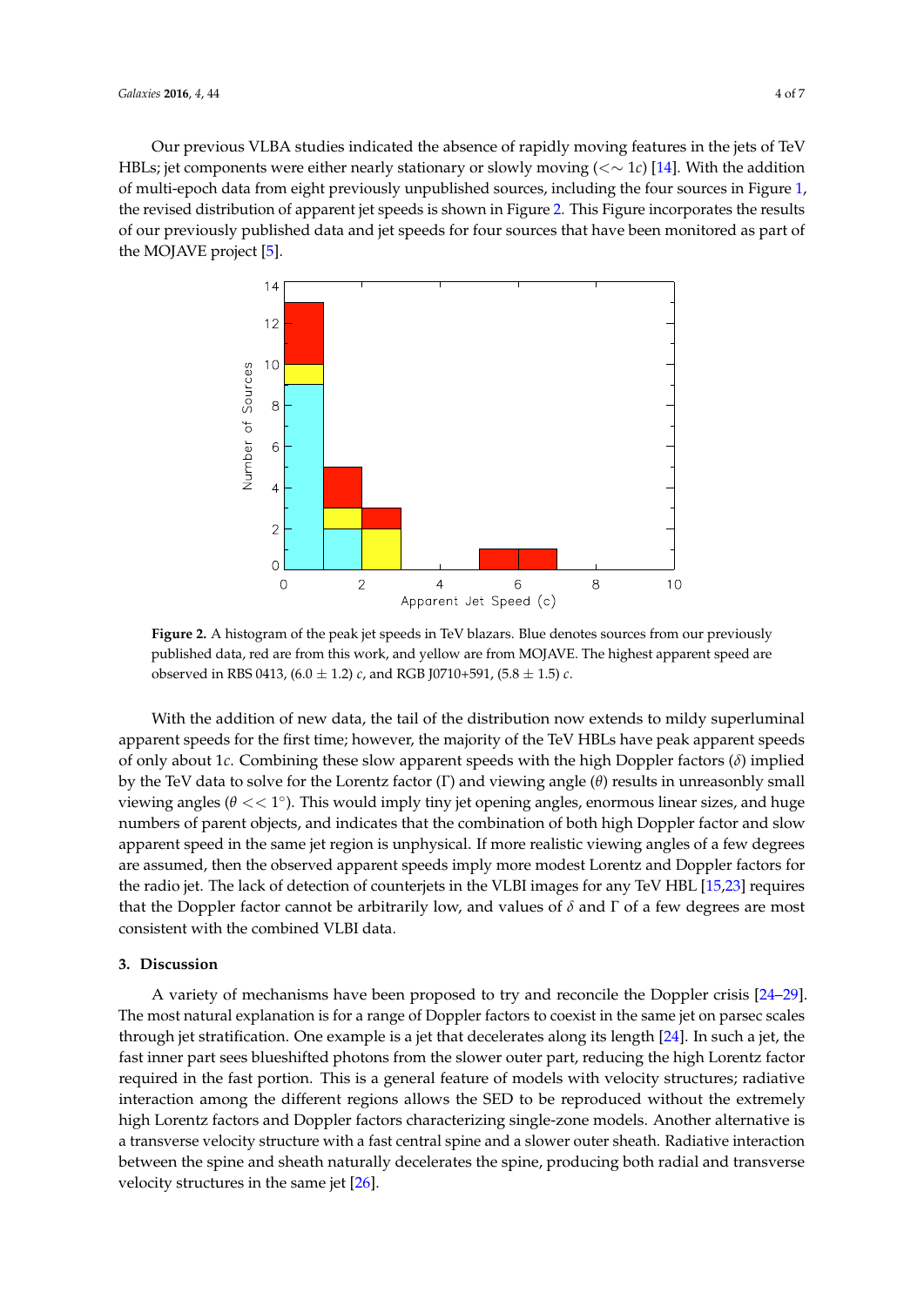Our previous VLBA studies indicated the absence of rapidly moving features in the jets of TeV HBLs; jet components were either nearly stationary or slowly moving ($<\sim 1c$) [14]. With the addition of multi-epoch data from eight previously unpublished sources, including the four sources in Figure 1, the revised distribution of apparent jet speeds is shown in Figure 2. This Figure incorporates the results of our previously published data and jet speeds for four sources that have been monitored as part of the MOJAVE project [5].

**Figure 2.** A histogram of the peak jet speeds in TeV blazars. Blue denotes sources from our previously published data, red are from this work, and yellow are from MOJAVE. The highest apparent speed are observed in RBS 0413, $(6.0 \pm 1.2)\ c$, and RGB J0710+591, $(5.8 \pm 1.5)\ c$.

With the addition of new data, the tail of the distribution now extends to mildy superluminal apparent speeds for the first time; however, the majority of the TeV HBLs have peak apparent speeds of only about $1c$. Combining these slow apparent speeds with the high Doppler factors ($\delta$) implied by the TeV data to solve for the Lorentz factor ($\Gamma$) and viewing angle ($\theta$) results in unreasonbly small viewing angles ($\theta << 1^{\circ}$). This would imply tiny jet opening angles, enormous linear sizes, and huge numbers of parent objects, and indicates that the combination of both high Doppler factor and slow apparent speed in the same jet region is unphysical. If more realistic viewing angles of a few degrees are assumed, then the observed apparent speeds imply more modest Lorentz and Doppler factors for the radio jet. The lack of detection of counterjets in the VLBI images for any TeV HBL [15,23] requires that the Doppler factor cannot be arbitrarily low, and values of $\delta$ and $\Gamma$ of a few degrees are most consistent with the combined VLBI data.

## 3. Discussion

A variety of mechanisms have been proposed to try and reconcile the Doppler crisis [24–29]. The most natural explanation is for a range of Doppler factors to coexist in the same jet on parsec scales through jet stratification. One example is a jet that decelerates along its length [24]. In such a jet, the fast inner part sees blueshifted photons from the slower outer part, reducing the high Lorentz factor required in the fast portion. This is a general feature of models with velocity structures; radiative interaction among the different regions allows the SED to be reproduced without the extremely high Lorentz factors and Doppler factors characterizing single-zone models. Another alternative is a transverse velocity structure with a fast central spine and a slower outer sheath. Radiative interaction between the spine and sheath naturally decelerates the spine, producing both radial and transverse velocity structures in the same jet [26].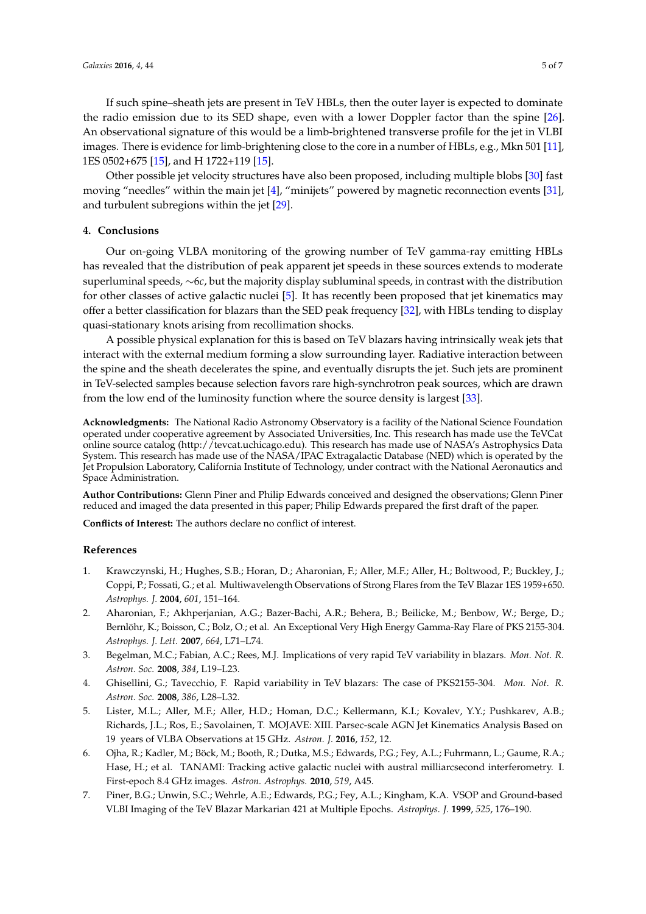If such spine–sheath jets are present in TeV HBLs, then the outer layer is expected to dominate the radio emission due to its SED shape, even with a lower Doppler factor than the spine [26]. An observational signature of this would be a limb-brightened transverse profile for the jet in VLBI images. There is evidence for limb-brightening close to the core in a number of HBLs, e.g., Mkn 501 [11], 1ES 0502+675 [15], and H 1722+119 [15].

Other possible jet velocity structures have also been proposed, including multiple blobs [30] fast moving "needles" within the main jet [4], "minijets" powered by magnetic reconnection events [31], and turbulent subregions within the jet [29].

## 4. Conclusions

Our on-going VLBA monitoring of the growing number of TeV gamma-ray emitting HBLs has revealed that the distribution of peak apparent jet speeds in these sources extends to moderate superluminal speeds, $\sim 6c$, but the majority display subluminal speeds, in contrast with the distribution for other classes of active galactic nuclei [5]. It has recently been proposed that jet kinematics may offer a better classification for blazars than the SED peak frequency [32], with HBLs tending to display quasi-stationary knots arising from recollimation shocks.

A possible physical explanation for this is based on TeV blazars having intrinsically weak jets that interact with the external medium forming a slow surrounding layer. Radiative interaction between the spine and the sheath decelerates the spine, and eventually disrupts the jet. Such jets are prominent in TeV-selected samples because selection favors rare high-synchrotron peak sources, which are drawn from the low end of the luminosity function where the source density is largest [33].

**Acknowledgments:** The National Radio Astronomy Observatory is a facility of the National Science Foundation operated under cooperative agreement by Associated Universities, Inc. This research has made use the TeVCat online source catalog (http://tevcat.uchicago.edu). This research has made use of NASA's Astrophysics Data System. This research has made use of the NASA/IPAC Extragalactic Database (NED) which is operated by the Jet Propulsion Laboratory, California Institute of Technology, under contract with the National Aeronautics and Space Administration.

**Author Contributions:** Glenn Piner and Philip Edwards conceived and designed the observations; Glenn Piner reduced and imaged the data presented in this paper; Philip Edwards prepared the first draft of the paper.

**Conflicts of Interest:** The authors declare no conflict of interest.

## References

1. Krawczynski, H.; Hughes, S.B.; Horan, D.; Aharonian, F.; Aller, M.F.; Aller, H.; Boltwood, P.; Buckley, J.; Coppi, P.; Fossati, G.; et al. Multiwavelength Observations of Strong Flares from the TeV Blazar 1ES 1959+650. *Astrophys. J.* **2004**, *601*, 151–164.
2. Aharonian, F.; Akhperjanian, A.G.; Bazer-Bachi, A.R.; Behera, B.; Beilicke, M.; Benbow, W.; Berge, D.; Bernlöhr, K.; Boisson, C.; Bolz, O.; et al. An Exceptional Very High Energy Gamma-Ray Flare of PKS 2155-304. *Astrophys. J. Lett.* **2007**, *664*, L71–L74.
3. Begelman, M.C.; Fabian, A.C.; Rees, M.J. Implications of very rapid TeV variability in blazars. *Mon. Not. R. Astron. Soc.* **2008**, *384*, L19–L23.
4. Ghisellini, G.; Tavecchio, F. Rapid variability in TeV blazars: The case of PKS2155-304. *Mon. Not. R. Astron. Soc.* **2008**, *386*, L28–L32.
5. Lister, M.L.; Aller, M.F.; Aller, H.D.; Homan, D.C.; Kellermann, K.I.; Kovalev, Y.Y.; Pushkarev, A.B.; Richards, J.L.; Ros, E.; Savolainen, T. MOJAVE: XIII. Parsec-scale AGN Jet Kinematics Analysis Based on 19 years of VLBA Observations at 15 GHz. *Astron. J.* **2016**, *152*, 12.
6. Ojha, R.; Kadler, M.; Böck, M.; Booth, R.; Dutka, M.S.; Edwards, P.G.; Fey, A.L.; Fuhrmann, L.; Gaume, R.A.; Hase, H.; et al. TANAMI: Tracking active galactic nuclei with austral milliarcsecond interferometry. I. First-epoch 8.4 GHz images. *Astron. Astrophys.* **2010**, *519*, A45.
7. Piner, B.G.; Unwin, S.C.; Wehrle, A.E.; Edwards, P.G.; Fey, A.L.; Kingham, K.A. VSOP and Ground-based VLBI Imaging of the TeV Blazar Markarian 421 at Multiple Epochs. *Astrophys. J.* **1999**, *525*, 176–190.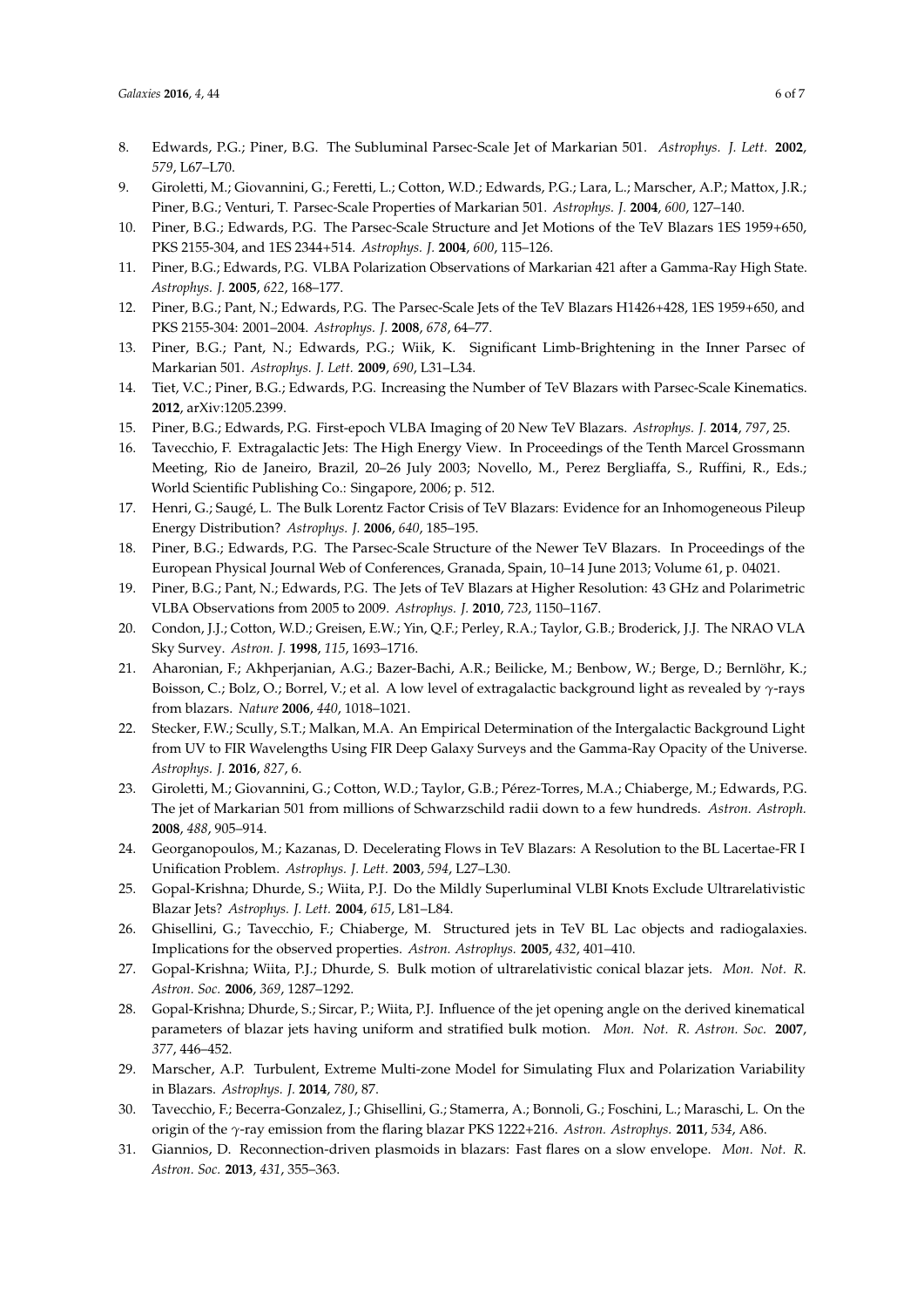8. Edwards, P.G.; Piner, B.G. The Subluminal Parsec-Scale Jet of Markarian 501. *Astrophys. J. Lett.* **2002**, *579*, L67–L70.
9. Giroletti, M.; Giovannini, G.; Feretti, L.; Cotton, W.D.; Edwards, P.G.; Lara, L.; Marscher, A.P.; Mattox, J.R.; Piner, B.G.; Venturi, T. Parsec-Scale Properties of Markarian 501. *Astrophys. J.* **2004**, *600*, 127–140.
10. Piner, B.G.; Edwards, P.G. The Parsec-Scale Structure and Jet Motions of the TeV Blazars 1ES 1959+650, PKS 2155-304, and 1ES 2344+514. *Astrophys. J.* **2004**, *600*, 115–126.
11. Piner, B.G.; Edwards, P.G. VLBA Polarization Observations of Markarian 421 after a Gamma-Ray High State. *Astrophys. J.* **2005**, *622*, 168–177.
12. Piner, B.G.; Pant, N.; Edwards, P.G. The Parsec-Scale Jets of the TeV Blazars H1426+428, 1ES 1959+650, and PKS 2155-304: 2001–2004. *Astrophys. J.* **2008**, *678*, 64–77.
13. Piner, B.G.; Pant, N.; Edwards, P.G.; Wiik, K. Significant Limb-Brightening in the Inner Parsec of Markarian 501. *Astrophys. J. Lett.* **2009**, *690*, L31–L34.
14. Tiet, V.C.; Piner, B.G.; Edwards, P.G. Increasing the Number of TeV Blazars with Parsec-Scale Kinematics. **2012**, arXiv:1205.2399.
15. Piner, B.G.; Edwards, P.G. First-epoch VLBA Imaging of 20 New TeV Blazars. *Astrophys. J.* **2014**, *797*, 25.
16. Tavecchio, F. Extragalactic Jets: The High Energy View. In Proceedings of the Tenth Marcel Grossmann Meeting, Rio de Janeiro, Brazil, 20–26 July 2003; Novello, M., Perez Bergliaffa, S., Ruffini, R., Eds.; World Scientific Publishing Co.: Singapore, 2006; p. 512.
17. Henri, G.; Saugé, L. The Bulk Lorentz Factor Crisis of TeV Blazars: Evidence for an Inhomogeneous Pileup Energy Distribution? *Astrophys. J.* **2006**, *640*, 185–195.
18. Piner, B.G.; Edwards, P.G. The Parsec-Scale Structure of the Newer TeV Blazars. In Proceedings of the European Physical Journal Web of Conferences, Granada, Spain, 10–14 June 2013; Volume 61, p. 04021.
19. Piner, B.G.; Pant, N.; Edwards, P.G. The Jets of TeV Blazars at Higher Resolution: 43 GHz and Polarimetric VLBA Observations from 2005 to 2009. *Astrophys. J.* **2010**, *723*, 1150–1167.
20. Condon, J.J.; Cotton, W.D.; Greisen, E.W.; Yin, Q.F.; Perley, R.A.; Taylor, G.B.; Broderick, J.J. The NRAO VLA Sky Survey. *Astron. J.* **1998**, *115*, 1693–1716.
21. Aharonian, F.; Akhperjanian, A.G.; Bazer-Bachi, A.R.; Beilicke, M.; Benbow, W.; Berge, D.; Bernlöhr, K.; Boisson, C.; Bolz, O.; Borrel, V.; et al. A low level of extragalactic background light as revealed by $\gamma$-rays from blazars. *Nature* **2006**, *440*, 1018–1021.
22. Stecker, F.W.; Scully, S.T.; Malkan, M.A. An Empirical Determination of the Intergalactic Background Light from UV to FIR Wavelengths Using FIR Deep Galaxy Surveys and the Gamma-Ray Opacity of the Universe. *Astrophys. J.* **2016**, *827*, 6.
23. Giroletti, M.; Giovannini, G.; Cotton, W.D.; Taylor, G.B.; Pérez-Torres, M.A.; Chiaberge, M.; Edwards, P.G. The jet of Markarian 501 from millions of Schwarzschild radii down to a few hundreds. *Astron. Astroph.* **2008**, *488*, 905–914.
24. Georganopoulos, M.; Kazanas, D. Decelerating Flows in TeV Blazars: A Resolution to the BL Lacertae-FR I Unification Problem. *Astrophys. J. Lett.* **2003**, *594*, L27–L30.
25. Gopal-Krishna; Dhurde, S.; Wiita, P.J. Do the Mildly Superluminal VLBI Knots Exclude Ultrarelativistic Blazar Jets? *Astrophys. J. Lett.* **2004**, *615*, L81–L84.
26. Ghisellini, G.; Tavecchio, F.; Chiaberge, M. Structured jets in TeV BL Lac objects and radiogalaxies. Implications for the observed properties. *Astron. Astrophys.* **2005**, *432*, 401–410.
27. Gopal-Krishna; Wiita, P.J.; Dhurde, S. Bulk motion of ultrarelativistic conical blazar jets. *Mon. Not. R. Astron. Soc.* **2006**, *369*, 1287–1292.
28. Gopal-Krishna; Dhurde, S.; Sircar, P.; Wiita, P.J. Influence of the jet opening angle on the derived kinematical parameters of blazar jets having uniform and stratified bulk motion. *Mon. Not. R. Astron. Soc.* **2007**, *377*, 446–452.
29. Marscher, A.P. Turbulent, Extreme Multi-zone Model for Simulating Flux and Polarization Variability in Blazars. *Astrophys. J.* **2014**, *780*, 87.
30. Tavecchio, F.; Becerra-Gonzalez, J.; Ghisellini, G.; Stamerra, A.; Bonnoli, G.; Foschini, L.; Maraschi, L. On the origin of the $\gamma$-ray emission from the flaring blazar PKS 1222+216. *Astron. Astrophys.* **2011**, *534*, A86.
31. Giannios, D. Reconnection-driven plasmoids in blazars: Fast flares on a slow envelope. *Mon. Not. R. Astron. Soc.* **2013**, *431*, 355–363.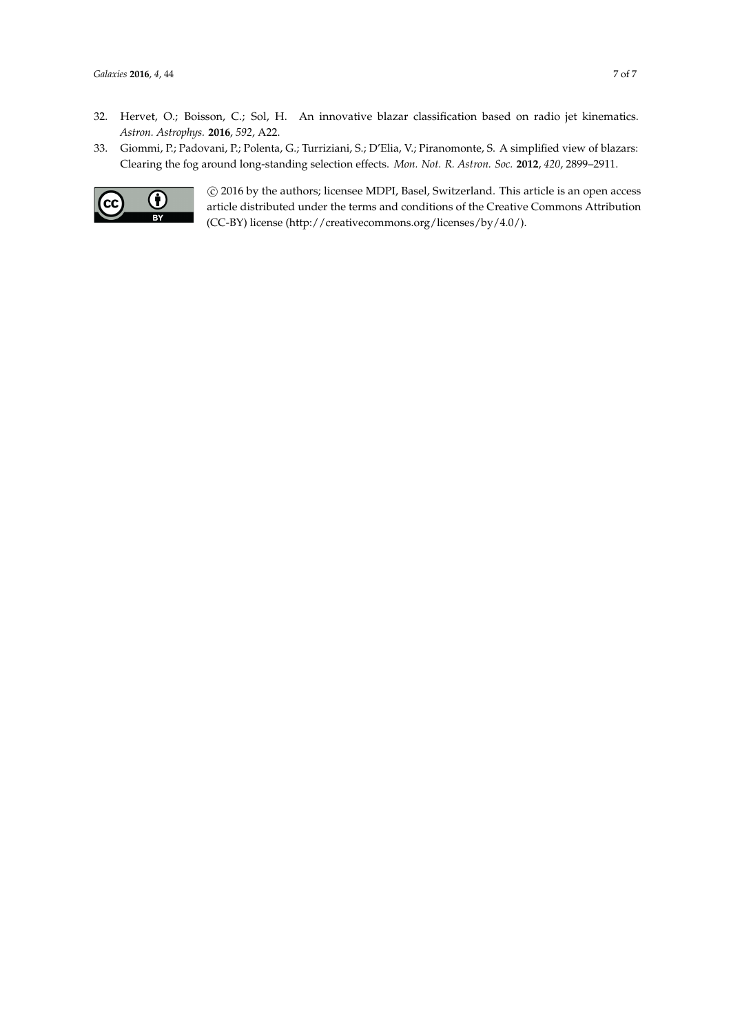32. Hervet, O.; Boisson, C.; Sol, H. An innovative blazar classification based on radio jet kinematics. *Astron. Astrophys.* **2016**, *592*, A22.
33. Giommi, P.; Padovani, P.; Polenta, G.; Turriziani, S.; D'Elia, V.; Piranomonte, S. A simplified view of blazars: Clearing the fog around long-standing selection effects. *Mon. Not. R. Astron. Soc.* **2012**, *420*, 2899–2911.

© 2016 by the authors; licensee MDPI, Basel, Switzerland. This article is an open access article distributed under the terms and conditions of the Creative Commons Attribution (CC-BY) license (http://creativecommons.org/licenses/by/4.0/).